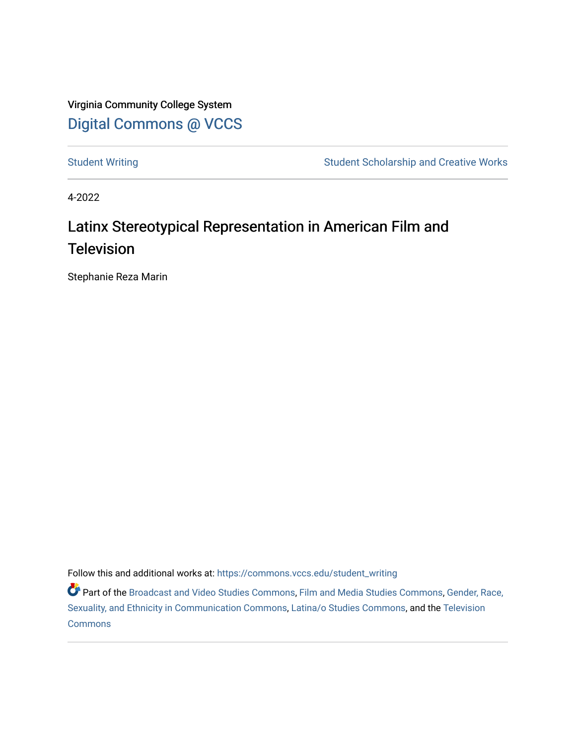Virginia Community College System

Digital Commons @ VCCS

Student Writing | Student Scholarship and Creative Works

4-2022

# Latinx Stereotypical Representation in American Film and Television

Stephanie Reza Marin

Follow this and additional works at: https://commons.vccs.edu/student_writing

Part of the Broadcast and Video Studies Commons, Film and Media Studies Commons, Gender, Race, Sexuality, and Ethnicity in Communication Commons, Latina/o Studies Commons, and the Television Commons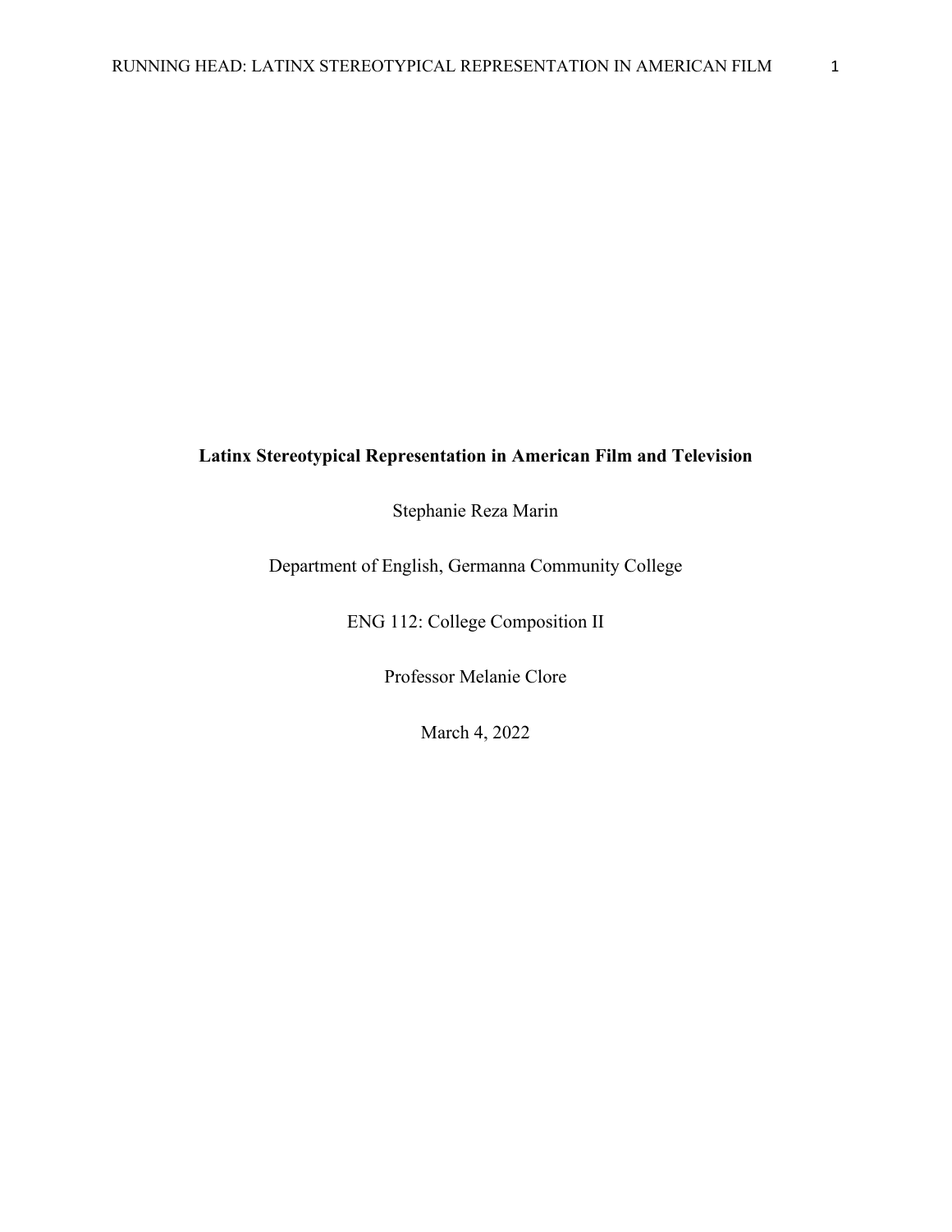**Latinx Stereotypical Representation in American Film and Television**

Stephanie Reza Marin

Department of English, Germanna Community College

ENG 112: College Composition II

Professor Melanie Clore

March 4, 2022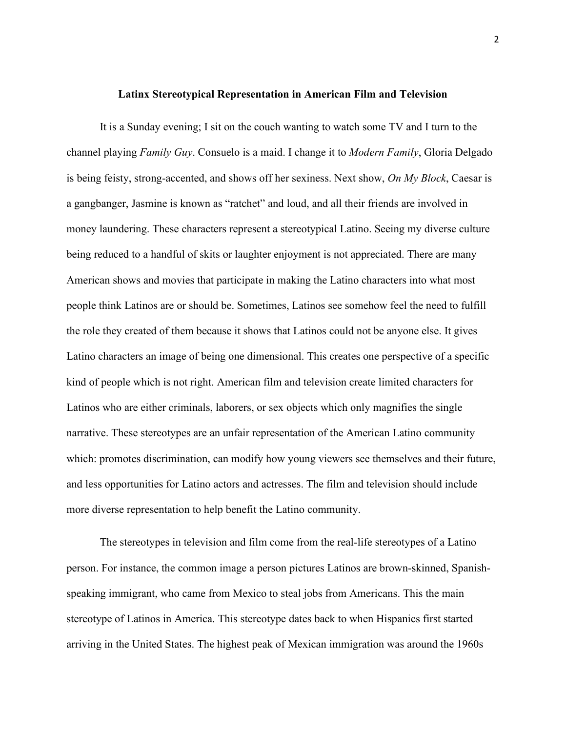**Latinx Stereotypical Representation in American Film and Television**

It is a Sunday evening; I sit on the couch wanting to watch some TV and I turn to the channel playing *Family Guy*. Consuelo is a maid. I change it to *Modern Family*, Gloria Delgado is being feisty, strong-accented, and shows off her sexiness. Next show, *On My Block*, Caesar is a gangbanger, Jasmine is known as "ratchet" and loud, and all their friends are involved in money laundering. These characters represent a stereotypical Latino. Seeing my diverse culture being reduced to a handful of skits or laughter enjoyment is not appreciated. There are many American shows and movies that participate in making the Latino characters into what most people think Latinos are or should be. Sometimes, Latinos see somehow feel the need to fulfill the role they created of them because it shows that Latinos could not be anyone else. It gives Latino characters an image of being one dimensional. This creates one perspective of a specific kind of people which is not right. American film and television create limited characters for Latinos who are either criminals, laborers, or sex objects which only magnifies the single narrative. These stereotypes are an unfair representation of the American Latino community which: promotes discrimination, can modify how young viewers see themselves and their future, and less opportunities for Latino actors and actresses. The film and television should include more diverse representation to help benefit the Latino community.

The stereotypes in television and film come from the real-life stereotypes of a Latino person. For instance, the common image a person pictures Latinos are brown-skinned, Spanish-speaking immigrant, who came from Mexico to steal jobs from Americans. This the main stereotype of Latinos in America. This stereotype dates back to when Hispanics first started arriving in the United States. The highest peak of Mexican immigration was around the 1960s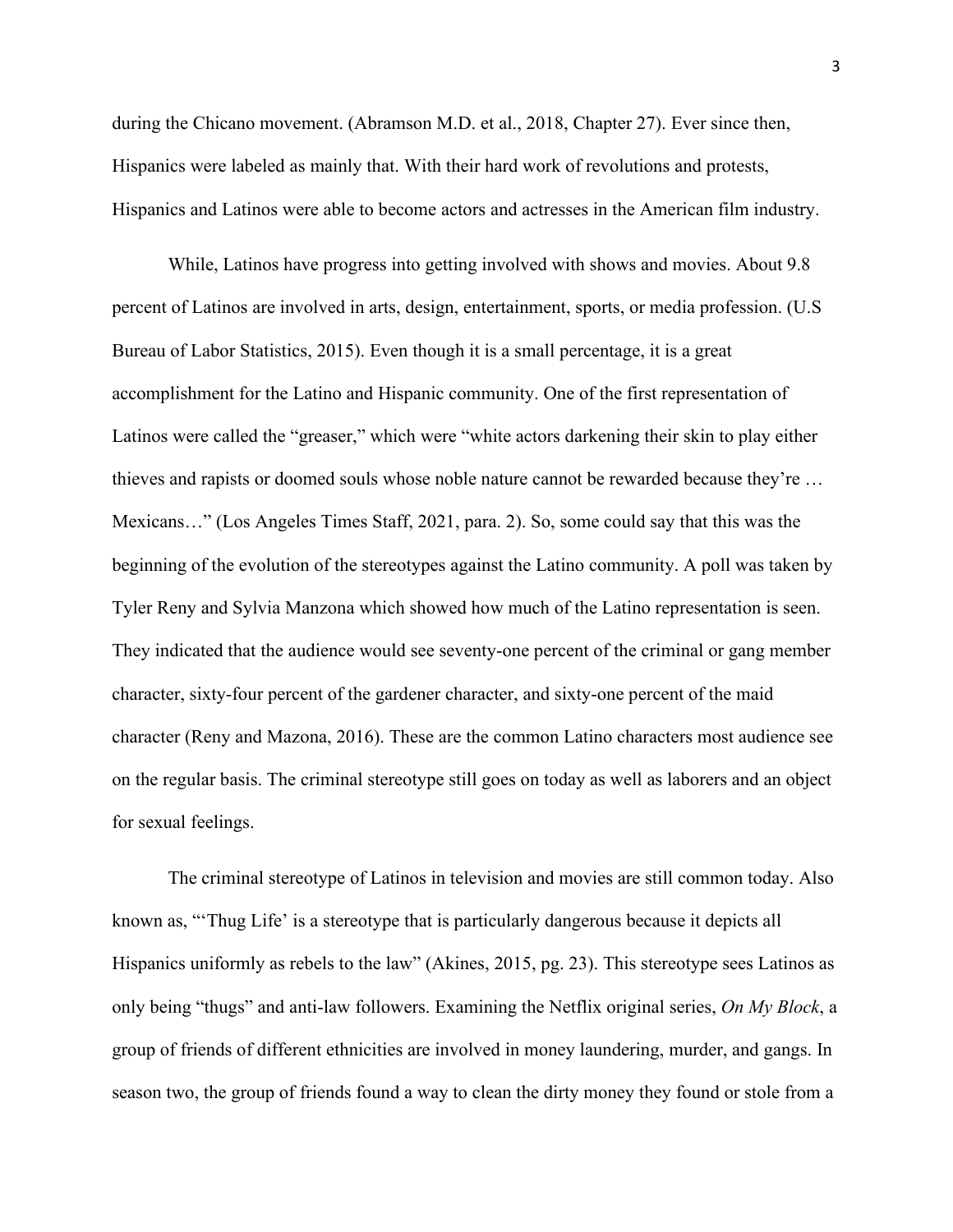during the Chicano movement. (Abramson M.D. et al., 2018, Chapter 27). Ever since then, Hispanics were labeled as mainly that. With their hard work of revolutions and protests, Hispanics and Latinos were able to become actors and actresses in the American film industry.

While, Latinos have progress into getting involved with shows and movies. About 9.8 percent of Latinos are involved in arts, design, entertainment, sports, or media profession. (U.S Bureau of Labor Statistics, 2015). Even though it is a small percentage, it is a great accomplishment for the Latino and Hispanic community. One of the first representation of Latinos were called the "greaser," which were "white actors darkening their skin to play either thieves and rapists or doomed souls whose noble nature cannot be rewarded because they're … Mexicans…" (Los Angeles Times Staff, 2021, para. 2). So, some could say that this was the beginning of the evolution of the stereotypes against the Latino community. A poll was taken by Tyler Reny and Sylvia Manzona which showed how much of the Latino representation is seen. They indicated that the audience would see seventy-one percent of the criminal or gang member character, sixty-four percent of the gardener character, and sixty-one percent of the maid character (Reny and Mazona, 2016). These are the common Latino characters most audience see on the regular basis. The criminal stereotype still goes on today as well as laborers and an object for sexual feelings.

The criminal stereotype of Latinos in television and movies are still common today. Also known as, "'Thug Life' is a stereotype that is particularly dangerous because it depicts all Hispanics uniformly as rebels to the law" (Akines, 2015, pg. 23). This stereotype sees Latinos as only being "thugs" and anti-law followers. Examining the Netflix original series, *On My Block*, a group of friends of different ethnicities are involved in money laundering, murder, and gangs. In season two, the group of friends found a way to clean the dirty money they found or stole from a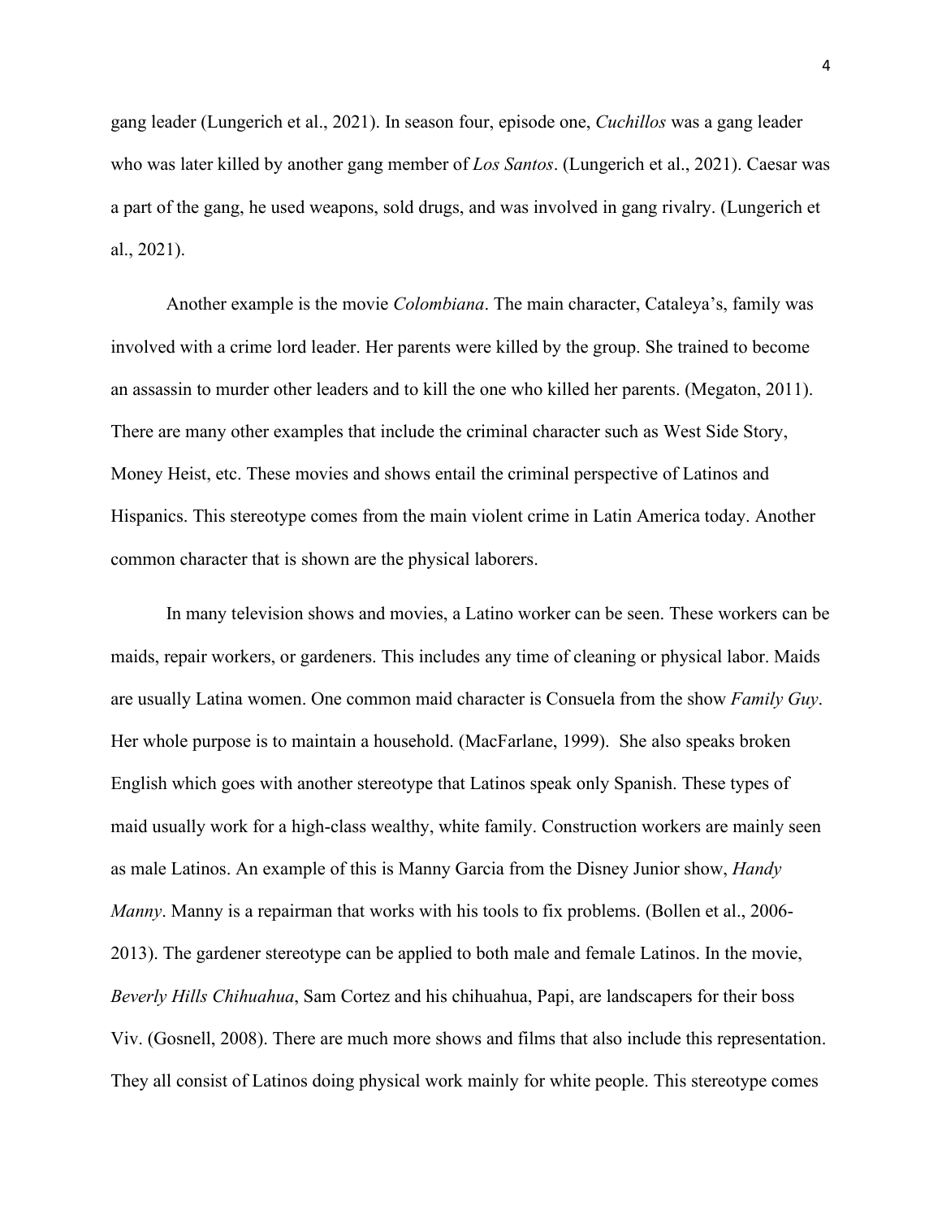gang leader (Lungerich et al., 2021). In season four, episode one, *Cuchillos* was a gang leader who was later killed by another gang member of *Los Santos*. (Lungerich et al., 2021). Caesar was a part of the gang, he used weapons, sold drugs, and was involved in gang rivalry. (Lungerich et al., 2021).

Another example is the movie *Colombiana*. The main character, Cataleya's, family was involved with a crime lord leader. Her parents were killed by the group. She trained to become an assassin to murder other leaders and to kill the one who killed her parents. (Megaton, 2011). There are many other examples that include the criminal character such as West Side Story, Money Heist, etc. These movies and shows entail the criminal perspective of Latinos and Hispanics. This stereotype comes from the main violent crime in Latin America today. Another common character that is shown are the physical laborers.

In many television shows and movies, a Latino worker can be seen. These workers can be maids, repair workers, or gardeners. This includes any time of cleaning or physical labor. Maids are usually Latina women. One common maid character is Consuela from the show *Family Guy*. Her whole purpose is to maintain a household. (MacFarlane, 1999). She also speaks broken English which goes with another stereotype that Latinos speak only Spanish. These types of maid usually work for a high-class wealthy, white family. Construction workers are mainly seen as male Latinos. An example of this is Manny Garcia from the Disney Junior show, *Handy Manny*. Manny is a repairman that works with his tools to fix problems. (Bollen et al., 2006-2013). The gardener stereotype can be applied to both male and female Latinos. In the movie, *Beverly Hills Chihuahua*, Sam Cortez and his chihuahua, Papi, are landscapers for their boss Viv. (Gosnell, 2008). There are much more shows and films that also include this representation. They all consist of Latinos doing physical work mainly for white people. This stereotype comes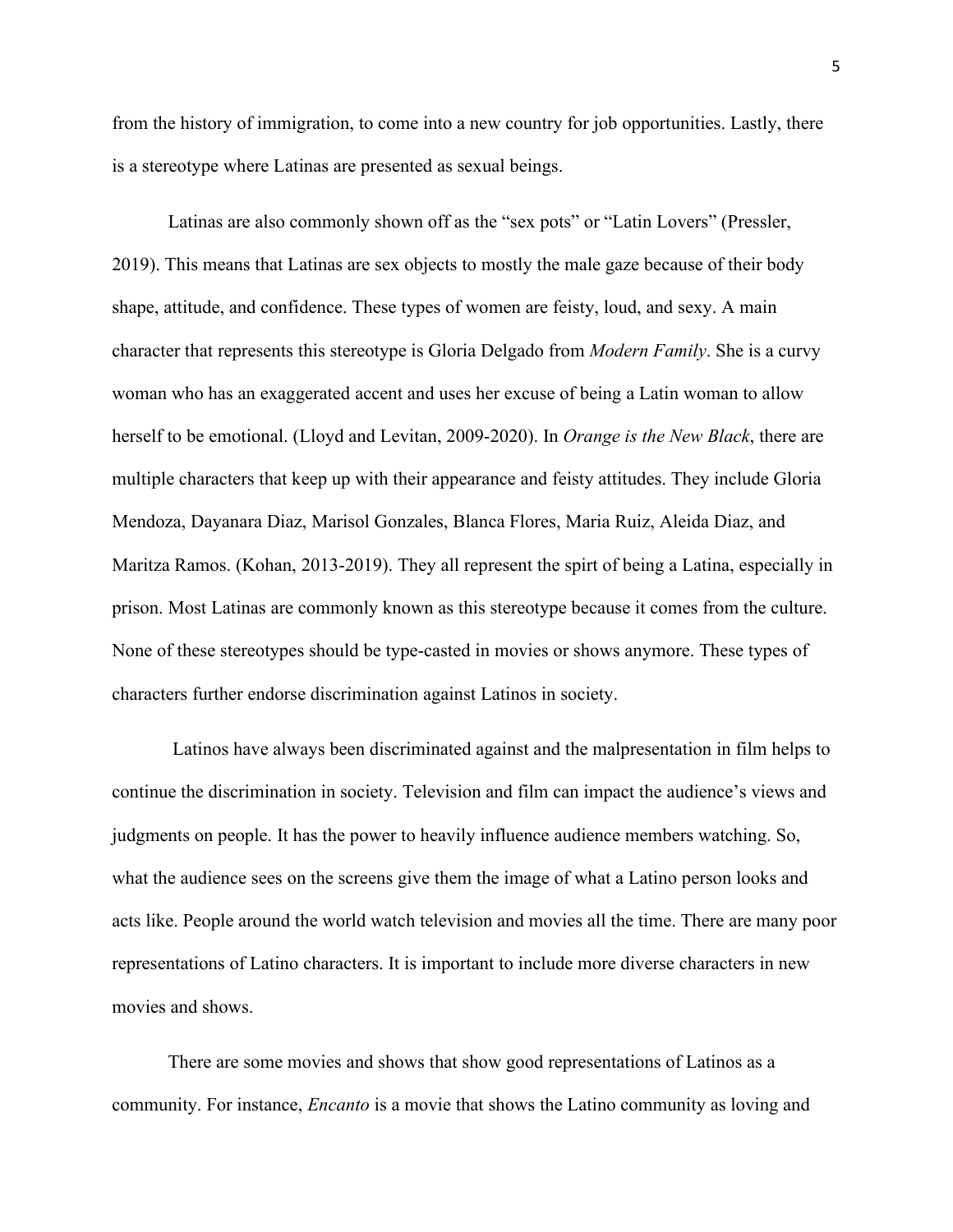from the history of immigration, to come into a new country for job opportunities. Lastly, there is a stereotype where Latinas are presented as sexual beings.

Latinas are also commonly shown off as the "sex pots" or "Latin Lovers" (Pressler, 2019). This means that Latinas are sex objects to mostly the male gaze because of their body shape, attitude, and confidence. These types of women are feisty, loud, and sexy. A main character that represents this stereotype is Gloria Delgado from *Modern Family*. She is a curvy woman who has an exaggerated accent and uses her excuse of being a Latin woman to allow herself to be emotional. (Lloyd and Levitan, 2009-2020). In *Orange is the New Black*, there are multiple characters that keep up with their appearance and feisty attitudes. They include Gloria Mendoza, Dayanara Diaz, Marisol Gonzales, Blanca Flores, Maria Ruiz, Aleida Diaz, and Maritza Ramos. (Kohan, 2013-2019). They all represent the spirt of being a Latina, especially in prison. Most Latinas are commonly known as this stereotype because it comes from the culture. None of these stereotypes should be type-casted in movies or shows anymore. These types of characters further endorse discrimination against Latinos in society.

Latinos have always been discriminated against and the malpresentation in film helps to continue the discrimination in society. Television and film can impact the audience's views and judgments on people. It has the power to heavily influence audience members watching. So, what the audience sees on the screens give them the image of what a Latino person looks and acts like. People around the world watch television and movies all the time. There are many poor representations of Latino characters. It is important to include more diverse characters in new movies and shows.

There are some movies and shows that show good representations of Latinos as a community. For instance, *Encanto* is a movie that shows the Latino community as loving and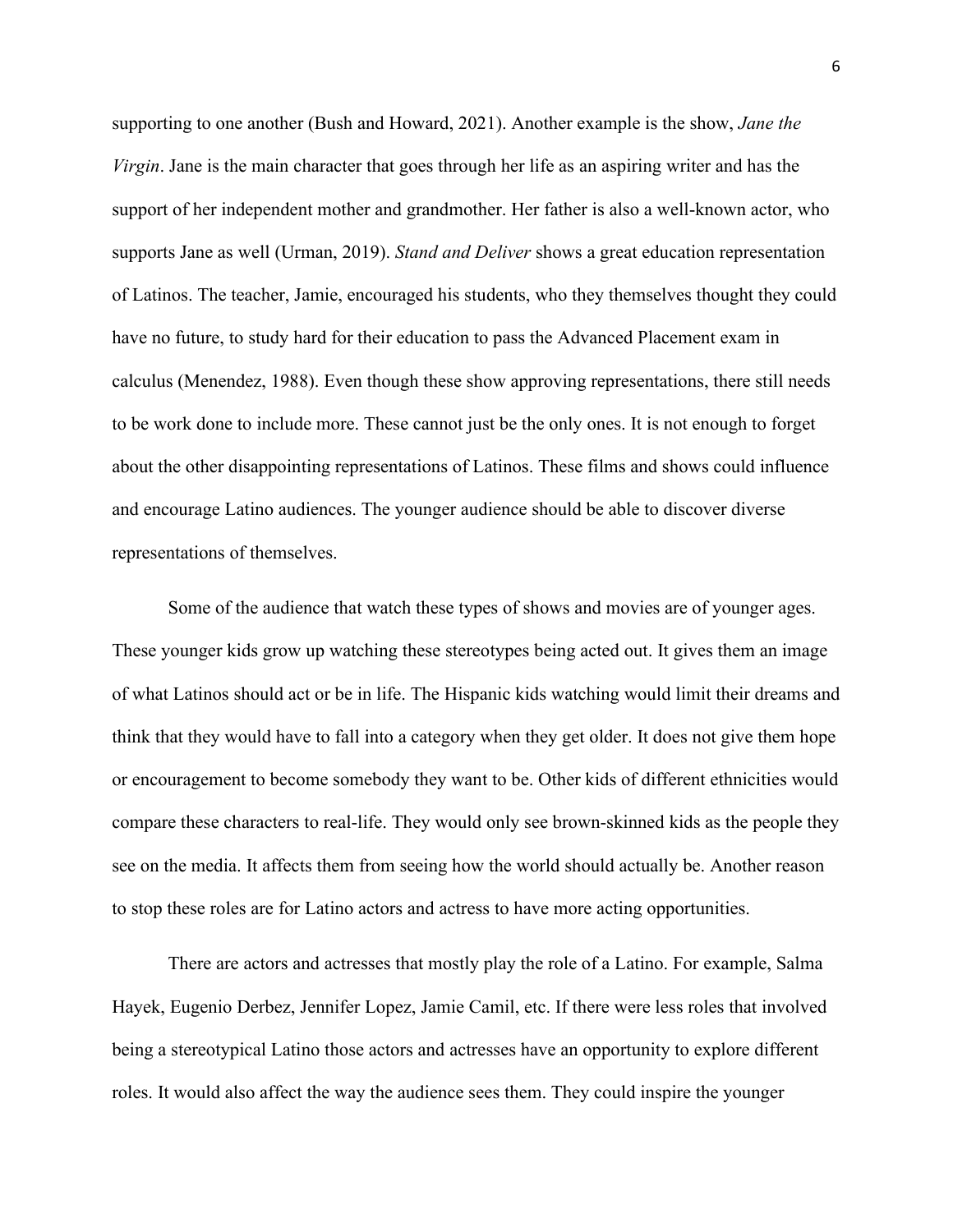supporting to one another (Bush and Howard, 2021). Another example is the show, *Jane the Virgin*. Jane is the main character that goes through her life as an aspiring writer and has the support of her independent mother and grandmother. Her father is also a well-known actor, who supports Jane as well (Urman, 2019). *Stand and Deliver* shows a great education representation of Latinos. The teacher, Jamie, encouraged his students, who they themselves thought they could have no future, to study hard for their education to pass the Advanced Placement exam in calculus (Menendez, 1988). Even though these show approving representations, there still needs to be work done to include more. These cannot just be the only ones. It is not enough to forget about the other disappointing representations of Latinos. These films and shows could influence and encourage Latino audiences. The younger audience should be able to discover diverse representations of themselves.

Some of the audience that watch these types of shows and movies are of younger ages. These younger kids grow up watching these stereotypes being acted out. It gives them an image of what Latinos should act or be in life. The Hispanic kids watching would limit their dreams and think that they would have to fall into a category when they get older. It does not give them hope or encouragement to become somebody they want to be. Other kids of different ethnicities would compare these characters to real-life. They would only see brown-skinned kids as the people they see on the media. It affects them from seeing how the world should actually be. Another reason to stop these roles are for Latino actors and actress to have more acting opportunities.

There are actors and actresses that mostly play the role of a Latino. For example, Salma Hayek, Eugenio Derbez, Jennifer Lopez, Jamie Camil, etc. If there were less roles that involved being a stereotypical Latino those actors and actresses have an opportunity to explore different roles. It would also affect the way the audience sees them. They could inspire the younger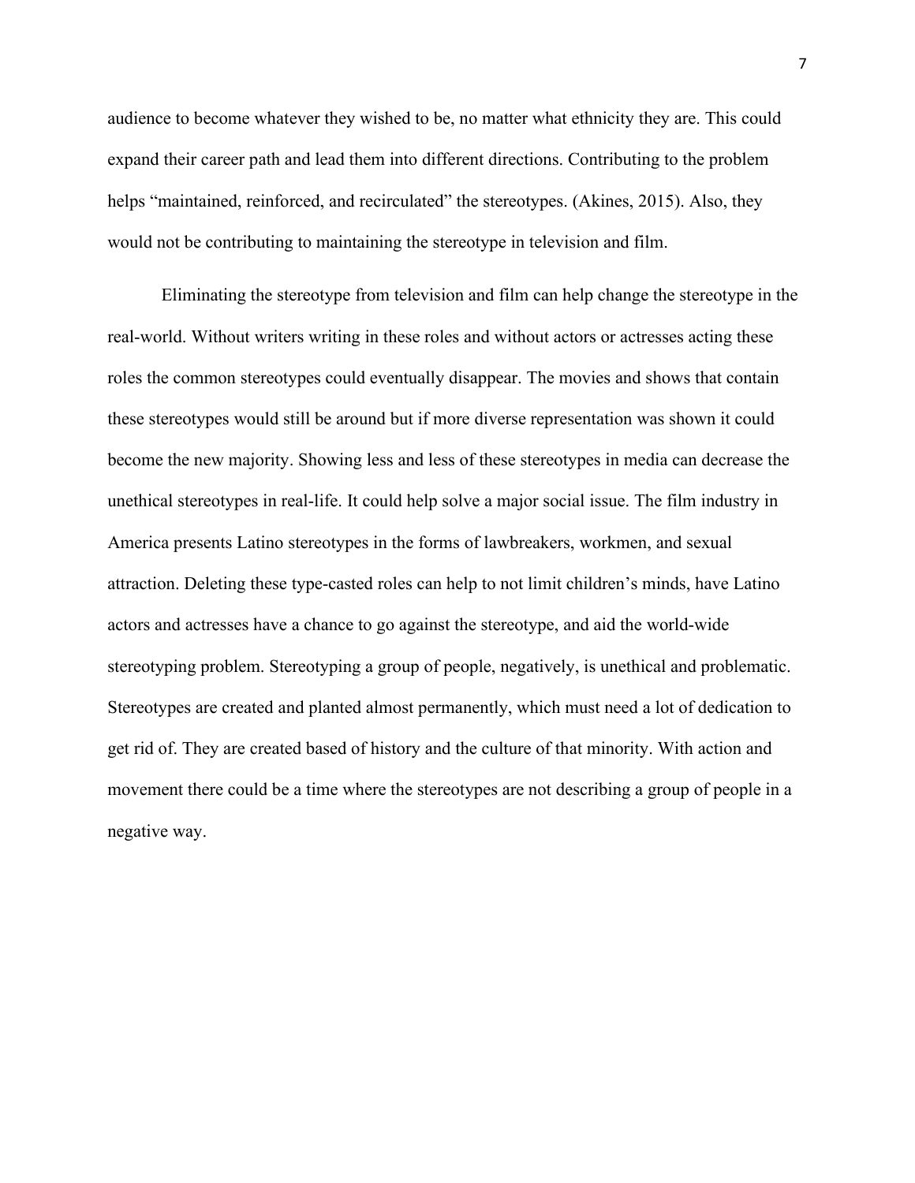audience to become whatever they wished to be, no matter what ethnicity they are. This could expand their career path and lead them into different directions. Contributing to the problem helps "maintained, reinforced, and recirculated" the stereotypes. (Akines, 2015). Also, they would not be contributing to maintaining the stereotype in television and film.

Eliminating the stereotype from television and film can help change the stereotype in the real-world. Without writers writing in these roles and without actors or actresses acting these roles the common stereotypes could eventually disappear. The movies and shows that contain these stereotypes would still be around but if more diverse representation was shown it could become the new majority. Showing less and less of these stereotypes in media can decrease the unethical stereotypes in real-life. It could help solve a major social issue. The film industry in America presents Latino stereotypes in the forms of lawbreakers, workmen, and sexual attraction. Deleting these type-casted roles can help to not limit children's minds, have Latino actors and actresses have a chance to go against the stereotype, and aid the world-wide stereotyping problem. Stereotyping a group of people, negatively, is unethical and problematic. Stereotypes are created and planted almost permanently, which must need a lot of dedication to get rid of. They are created based of history and the culture of that minority. With action and movement there could be a time where the stereotypes are not describing a group of people in a negative way.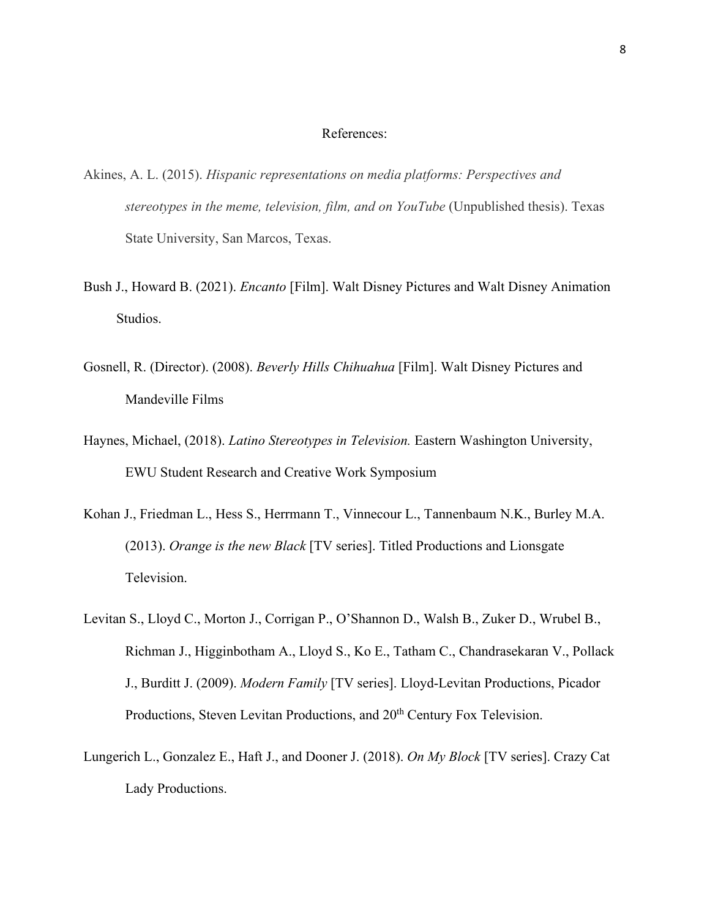# References:

Akines, A. L. (2015). *Hispanic representations on media platforms: Perspectives and stereotypes in the meme, television, film, and on YouTube* (Unpublished thesis). Texas State University, San Marcos, Texas.

Bush J., Howard B. (2021). *Encanto* [Film]. Walt Disney Pictures and Walt Disney Animation Studios.

Gosnell, R. (Director). (2008). *Beverly Hills Chihuahua* [Film]. Walt Disney Pictures and Mandeville Films

Haynes, Michael, (2018). *Latino Stereotypes in Television.* Eastern Washington University, EWU Student Research and Creative Work Symposium

Kohan J., Friedman L., Hess S., Herrmann T., Vinnecour L., Tannenbaum N.K., Burley M.A. (2013). *Orange is the new Black* [TV series]. Titled Productions and Lionsgate Television.

Levitan S., Lloyd C., Morton J., Corrigan P., O'Shannon D., Walsh B., Zuker D., Wrubel B., Richman J., Higginbotham A., Lloyd S., Ko E., Tatham C., Chandrasekaran V., Pollack J., Burditt J. (2009). *Modern Family* [TV series]. Lloyd-Levitan Productions, Picador Productions, Steven Levitan Productions, and 20th Century Fox Television.

Lungerich L., Gonzalez E., Haft J., and Dooner J. (2018). *On My Block* [TV series]. Crazy Cat Lady Productions.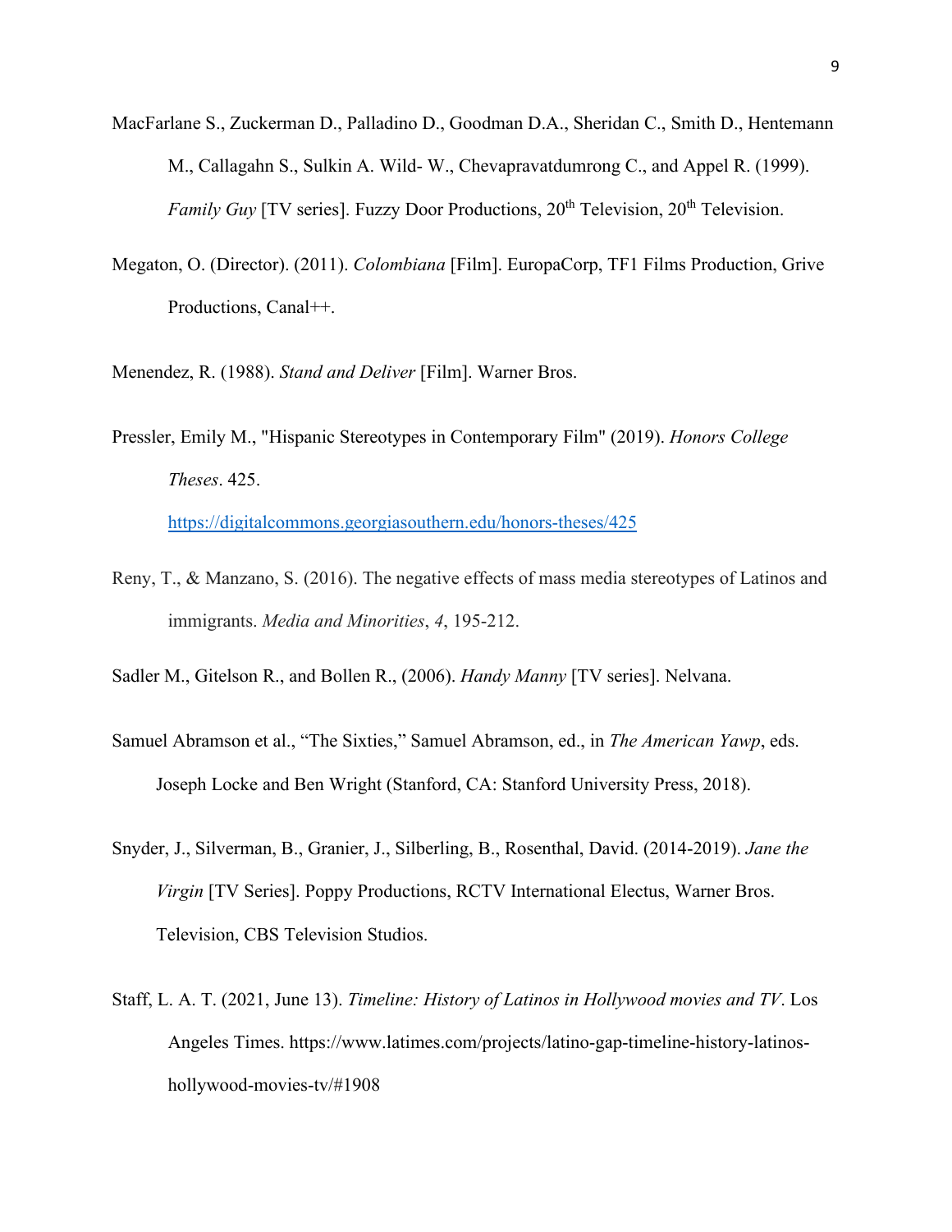MacFarlane S., Zuckerman D., Palladino D., Goodman D.A., Sheridan C., Smith D., Hentemann M., Callagahn S., Sulkin A. Wild- W., Chevapravatdumrong C., and Appel R. (1999). *Family Guy* [TV series]. Fuzzy Door Productions, 20th Television, 20th Television.

Megaton, O. (Director). (2011). *Colombiana* [Film]. EuropaCorp, TF1 Films Production, Grive Productions, Canal++.

Menendez, R. (1988). *Stand and Deliver* [Film]. Warner Bros.

Pressler, Emily M., "Hispanic Stereotypes in Contemporary Film" (2019). *Honors College Theses*. 425. https://digitalcommons.georgiasouthern.edu/honors-theses/425

Reny, T., & Manzano, S. (2016). The negative effects of mass media stereotypes of Latinos and immigrants. *Media and Minorities*, *4*, 195-212.

Sadler M., Gitelson R., and Bollen R., (2006). *Handy Manny* [TV series]. Nelvana.

Samuel Abramson et al., "The Sixties," Samuel Abramson, ed., in *The American Yawp*, eds. Joseph Locke and Ben Wright (Stanford, CA: Stanford University Press, 2018).

Snyder, J., Silverman, B., Granier, J., Silberling, B., Rosenthal, David. (2014-2019). *Jane the Virgin* [TV Series]. Poppy Productions, RCTV International Electus, Warner Bros. Television, CBS Television Studios.

Staff, L. A. T. (2021, June 13). *Timeline: History of Latinos in Hollywood movies and TV*. Los Angeles Times. https://www.latimes.com/projects/latino-gap-timeline-history-latinos-hollywood-movies-tv/#1908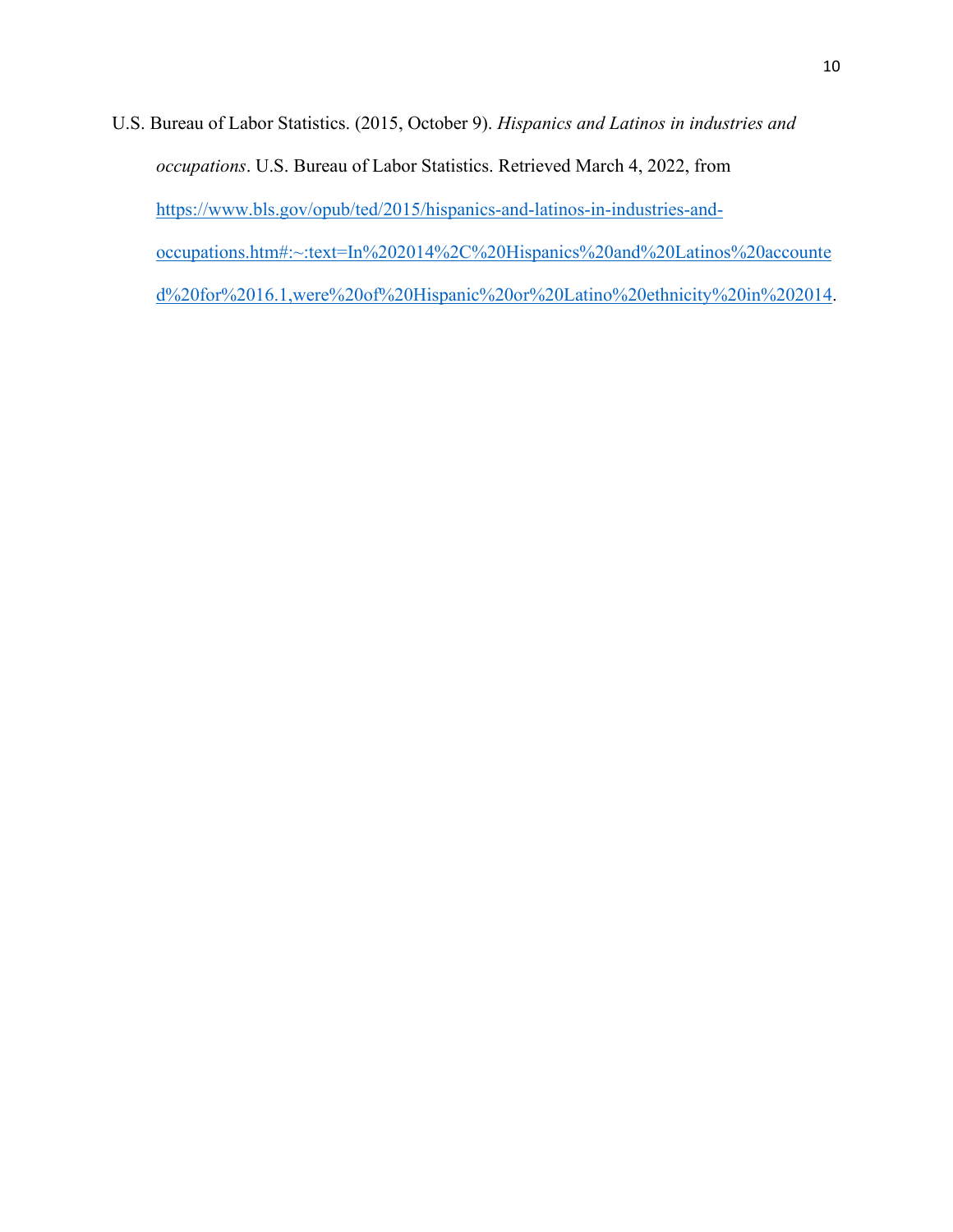U.S. Bureau of Labor Statistics. (2015, October 9). *Hispanics and Latinos in industries and occupations*. U.S. Bureau of Labor Statistics. Retrieved March 4, 2022, from https://www.bls.gov/opub/ted/2015/hispanics-and-latinos-in-industries-and-occupations.htm#:~:text=In%202014%2C%20Hispanics%20and%20Latinos%20accounted%20for%2016.1,were%20of%20Hispanic%20or%20Latino%20ethnicity%20in%202014.